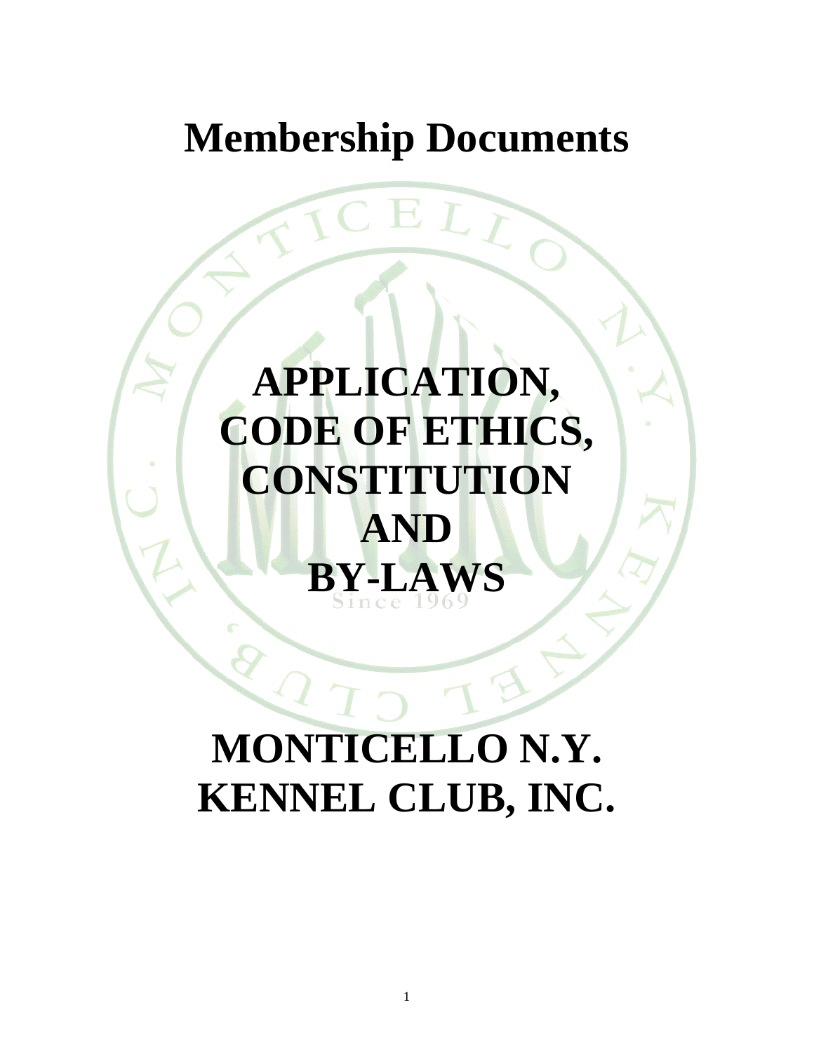# Membership Documents

# APPLICATION, CODE OF ETHICS, CONSTITUTION AND BY-LAWS

# MONTICELLO N.Y. KENNEL CLUB, INC.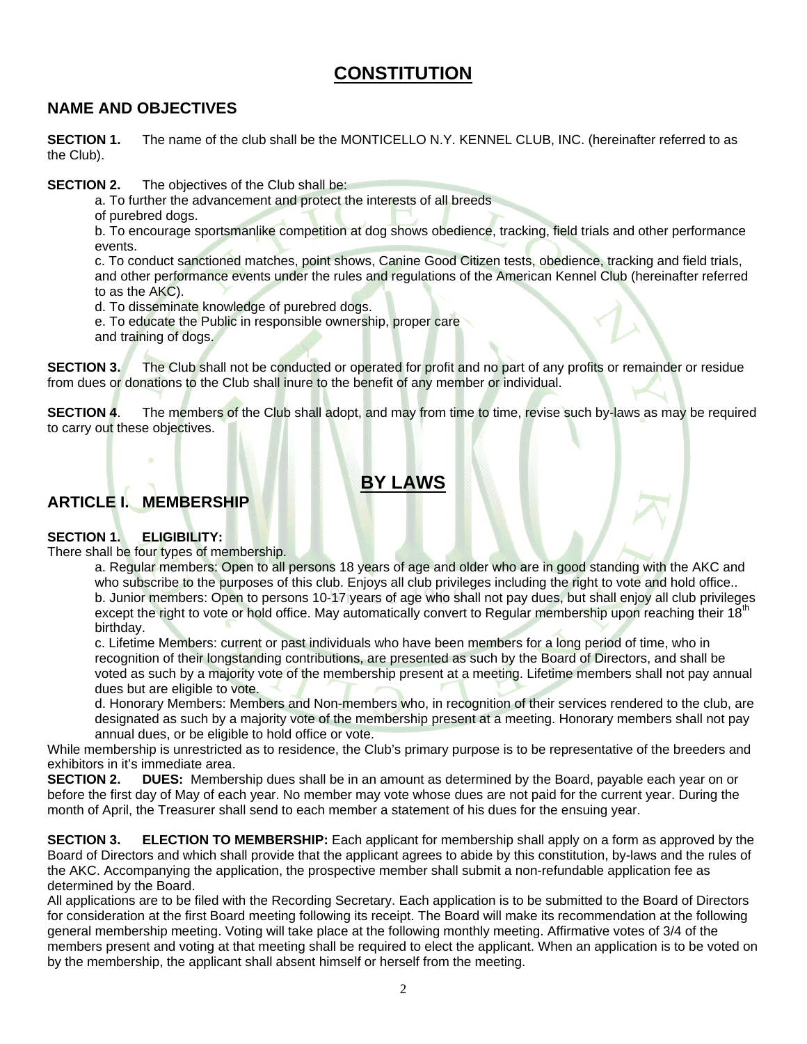# CONSTITUTION

## NAME AND OBJECTIVES

**SECTION 1.** The name of the club shall be the MONTICELLO N.Y. KENNEL CLUB, INC. (hereinafter referred to as the Club).

**SECTION 2.** The objectives of the Club shall be:

a. To further the advancement and protect the interests of all breeds of purebred dogs.

b. To encourage sportsmanlike competition at dog shows obedience, tracking, field trials and other performance events.

c. To conduct sanctioned matches, point shows, Canine Good Citizen tests, obedience, tracking and field trials, and other performance events under the rules and regulations of the American Kennel Club (hereinafter referred to as the AKC).

d. To disseminate knowledge of purebred dogs.

e. To educate the Public in responsible ownership, proper care and training of dogs.

**SECTION 3.** The Club shall not be conducted or operated for profit and no part of any profits or remainder or residue from dues or donations to the Club shall inure to the benefit of any member or individual.

**SECTION 4**. The members of the Club shall adopt, and may from time to time, revise such by-laws as may be required to carry out these objectives.

# BY LAWS

## ARTICLE I. MEMBERSHIP

**SECTION 1. ELIGIBILITY:**
There shall be four types of membership.

a. Regular members: Open to all persons 18 years of age and older who are in good standing with the AKC and who subscribe to the purposes of this club. Enjoys all club privileges including the right to vote and hold office..

b. Junior members: Open to persons 10-17 years of age who shall not pay dues, but shall enjoy all club privileges except the right to vote or hold office. May automatically convert to Regular membership upon reaching their 18th birthday.

c. Lifetime Members: current or past individuals who have been members for a long period of time, who in recognition of their longstanding contributions, are presented as such by the Board of Directors, and shall be voted as such by a majority vote of the membership present at a meeting. Lifetime members shall not pay annual dues but are eligible to vote.

d. Honorary Members: Members and Non-members who, in recognition of their services rendered to the club, are designated as such by a majority vote of the membership present at a meeting. Honorary members shall not pay annual dues, or be eligible to hold office or vote.

While membership is unrestricted as to residence, the Club's primary purpose is to be representative of the breeders and exhibitors in it's immediate area.

**SECTION 2. DUES:** Membership dues shall be in an amount as determined by the Board, payable each year on or before the first day of May of each year. No member may vote whose dues are not paid for the current year. During the month of April, the Treasurer shall send to each member a statement of his dues for the ensuing year.

**SECTION 3. ELECTION TO MEMBERSHIP:** Each applicant for membership shall apply on a form as approved by the Board of Directors and which shall provide that the applicant agrees to abide by this constitution, by-laws and the rules of the AKC. Accompanying the application, the prospective member shall submit a non-refundable application fee as determined by the Board.

All applications are to be filed with the Recording Secretary. Each application is to be submitted to the Board of Directors for consideration at the first Board meeting following its receipt. The Board will make its recommendation at the following general membership meeting. Voting will take place at the following monthly meeting. Affirmative votes of 3/4 of the members present and voting at that meeting shall be required to elect the applicant. When an application is to be voted on by the membership, the applicant shall absent himself or herself from the meeting.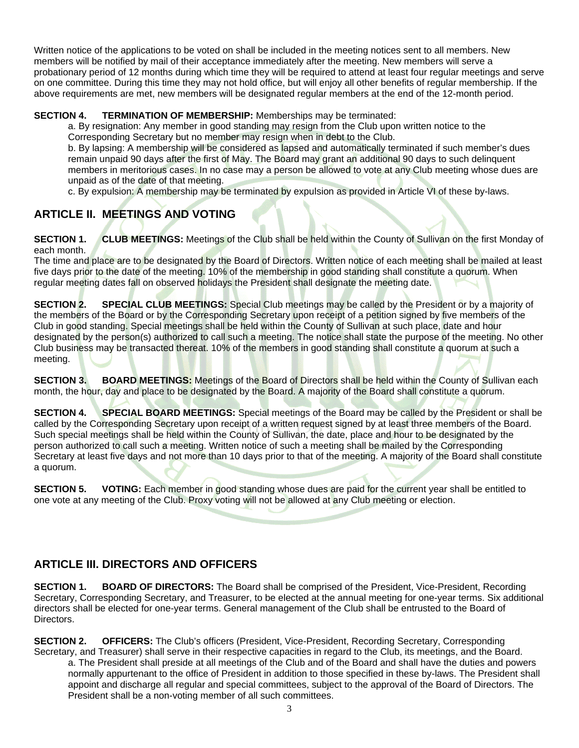Written notice of the applications to be voted on shall be included in the meeting notices sent to all members. New members will be notified by mail of their acceptance immediately after the meeting. New members will serve a probationary period of 12 months during which time they will be required to attend at least four regular meetings and serve on one committee. During this time they may not hold office, but will enjoy all other benefits of regular membership. If the above requirements are met, new members will be designated regular members at the end of the 12-month period.

**SECTION 4. TERMINATION OF MEMBERSHIP:** Memberships may be terminated:

a. By resignation: Any member in good standing may resign from the Club upon written notice to the Corresponding Secretary but no member may resign when in debt to the Club.

b. By lapsing: A membership will be considered as lapsed and automatically terminated if such member's dues remain unpaid 90 days after the first of May. The Board may grant an additional 90 days to such delinquent members in meritorious cases. In no case may a person be allowed to vote at any Club meeting whose dues are unpaid as of the date of that meeting.

c. By expulsion: A membership may be terminated by expulsion as provided in Article VI of these by-laws.

## ARTICLE II. MEETINGS AND VOTING

**SECTION 1. CLUB MEETINGS:** Meetings of the Club shall be held within the County of Sullivan on the first Monday of each month.
The time and place are to be designated by the Board of Directors. Written notice of each meeting shall be mailed at least five days prior to the date of the meeting. 10% of the membership in good standing shall constitute a quorum. When regular meeting dates fall on observed holidays the President shall designate the meeting date.

**SECTION 2. SPECIAL CLUB MEETINGS:** Special Club meetings may be called by the President or by a majority of the members of the Board or by the Corresponding Secretary upon receipt of a petition signed by five members of the Club in good standing. Special meetings shall be held within the County of Sullivan at such place, date and hour designated by the person(s) authorized to call such a meeting. The notice shall state the purpose of the meeting. No other Club business may be transacted thereat. 10% of the members in good standing shall constitute a quorum at such a meeting.

**SECTION 3. BOARD MEETINGS:** Meetings of the Board of Directors shall be held within the County of Sullivan each month, the hour, day and place to be designated by the Board. A majority of the Board shall constitute a quorum.

**SECTION 4. SPECIAL BOARD MEETINGS:** Special meetings of the Board may be called by the President or shall be called by the Corresponding Secretary upon receipt of a written request signed by at least three members of the Board. Such special meetings shall be held within the County of Sullivan, the date, place and hour to be designated by the person authorized to call such a meeting. Written notice of such a meeting shall be mailed by the Corresponding Secretary at least five days and not more than 10 days prior to that of the meeting. A majority of the Board shall constitute a quorum.

**SECTION 5. VOTING:** Each member in good standing whose dues are paid for the current year shall be entitled to one vote at any meeting of the Club. Proxy voting will not be allowed at any Club meeting or election.

## ARTICLE III. DIRECTORS AND OFFICERS

**SECTION 1. BOARD OF DIRECTORS:** The Board shall be comprised of the President, Vice-President, Recording Secretary, Corresponding Secretary, and Treasurer, to be elected at the annual meeting for one-year terms. Six additional directors shall be elected for one-year terms. General management of the Club shall be entrusted to the Board of Directors.

**SECTION 2. OFFICERS:** The Club's officers (President, Vice-President, Recording Secretary, Corresponding Secretary, and Treasurer) shall serve in their respective capacities in regard to the Club, its meetings, and the Board.

a. The President shall preside at all meetings of the Club and of the Board and shall have the duties and powers normally appurtenant to the office of President in addition to those specified in these by-laws. The President shall appoint and discharge all regular and special committees, subject to the approval of the Board of Directors. The President shall be a non-voting member of all such committees.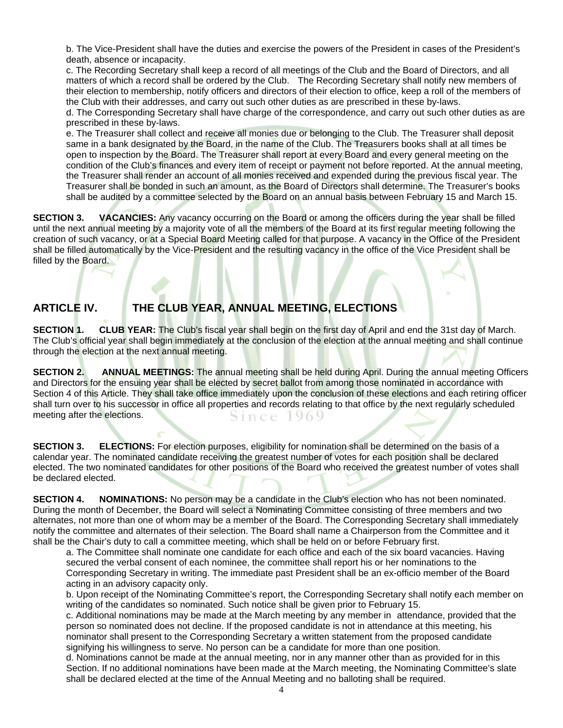b. The Vice-President shall have the duties and exercise the powers of the President in cases of the President's death, absence or incapacity.

c. The Recording Secretary shall keep a record of all meetings of the Club and the Board of Directors, and all matters of which a record shall be ordered by the Club. The Recording Secretary shall notify new members of their election to membership, notify officers and directors of their election to office, keep a roll of the members of the Club with their addresses, and carry out such other duties as are prescribed in these by-laws.

d. The Corresponding Secretary shall have charge of the correspondence, and carry out such other duties as are prescribed in these by-laws.

e. The Treasurer shall collect and receive all monies due or belonging to the Club. The Treasurer shall deposit same in a bank designated by the Board, in the name of the Club. The Treasurers books shall at all times be open to inspection by the Board. The Treasurer shall report at every Board and every general meeting on the condition of the Club's finances and every item of receipt or payment not before reported. At the annual meeting, the Treasurer shall render an account of all monies received and expended during the previous fiscal year. The Treasurer shall be bonded in such an amount, as the Board of Directors shall determine. The Treasurer's books shall be audited by a committee selected by the Board on an annual basis between February 15 and March 15.

**SECTION 3. VACANCIES:** Any vacancy occurring on the Board or among the officers during the year shall be filled until the next annual meeting by a majority vote of all the members of the Board at its first regular meeting following the creation of such vacancy, or at a Special Board Meeting called for that purpose. A vacancy in the Office of the President shall be filled automatically by the Vice-President and the resulting vacancy in the office of the Vice President shall be filled by the Board.

## ARTICLE IV. THE CLUB YEAR, ANNUAL MEETING, ELECTIONS

**SECTION 1. CLUB YEAR:** The Club's fiscal year shall begin on the first day of April and end the 31st day of March. The Club's official year shall begin immediately at the conclusion of the election at the annual meeting and shall continue through the election at the next annual meeting.

**SECTION 2. ANNUAL MEETINGS:** The annual meeting shall be held during April. During the annual meeting Officers and Directors for the ensuing year shall be elected by secret ballot from among those nominated in accordance with Section 4 of this Article. They shall take office immediately upon the conclusion of these elections and each retiring officer shall turn over to his successor in office all properties and records relating to that office by the next regularly scheduled meeting after the elections.

**SECTION 3. ELECTIONS:** For election purposes, eligibility for nomination shall be determined on the basis of a calendar year. The nominated candidate receiving the greatest number of votes for each position shall be declared elected. The two nominated candidates for other positions of the Board who received the greatest number of votes shall be declared elected.

**SECTION 4. NOMINATIONS:** No person may be a candidate in the Club's election who has not been nominated. During the month of December, the Board will select a Nominating Committee consisting of three members and two alternates, not more than one of whom may be a member of the Board. The Corresponding Secretary shall immediately notify the committee and alternates of their selection. The Board shall name a Chairperson from the Committee and it shall be the Chair's duty to call a committee meeting, which shall be held on or before February first.

a. The Committee shall nominate one candidate for each office and each of the six board vacancies. Having secured the verbal consent of each nominee, the committee shall report his or her nominations to the Corresponding Secretary in writing. The immediate past President shall be an ex-officio member of the Board acting in an advisory capacity only.

b. Upon receipt of the Nominating Committee's report, the Corresponding Secretary shall notify each member on writing of the candidates so nominated. Such notice shall be given prior to February 15.

c. Additional nominations may be made at the March meeting by any member in attendance, provided that the person so nominated does not decline. If the proposed candidate is not in attendance at this meeting, his nominator shall present to the Corresponding Secretary a written statement from the proposed candidate signifying his willingness to serve. No person can be a candidate for more than one position.

d. Nominations cannot be made at the annual meeting, nor in any manner other than as provided for in this Section. If no additional nominations have been made at the March meeting, the Nominating Committee's slate shall be declared elected at the time of the Annual Meeting and no balloting shall be required.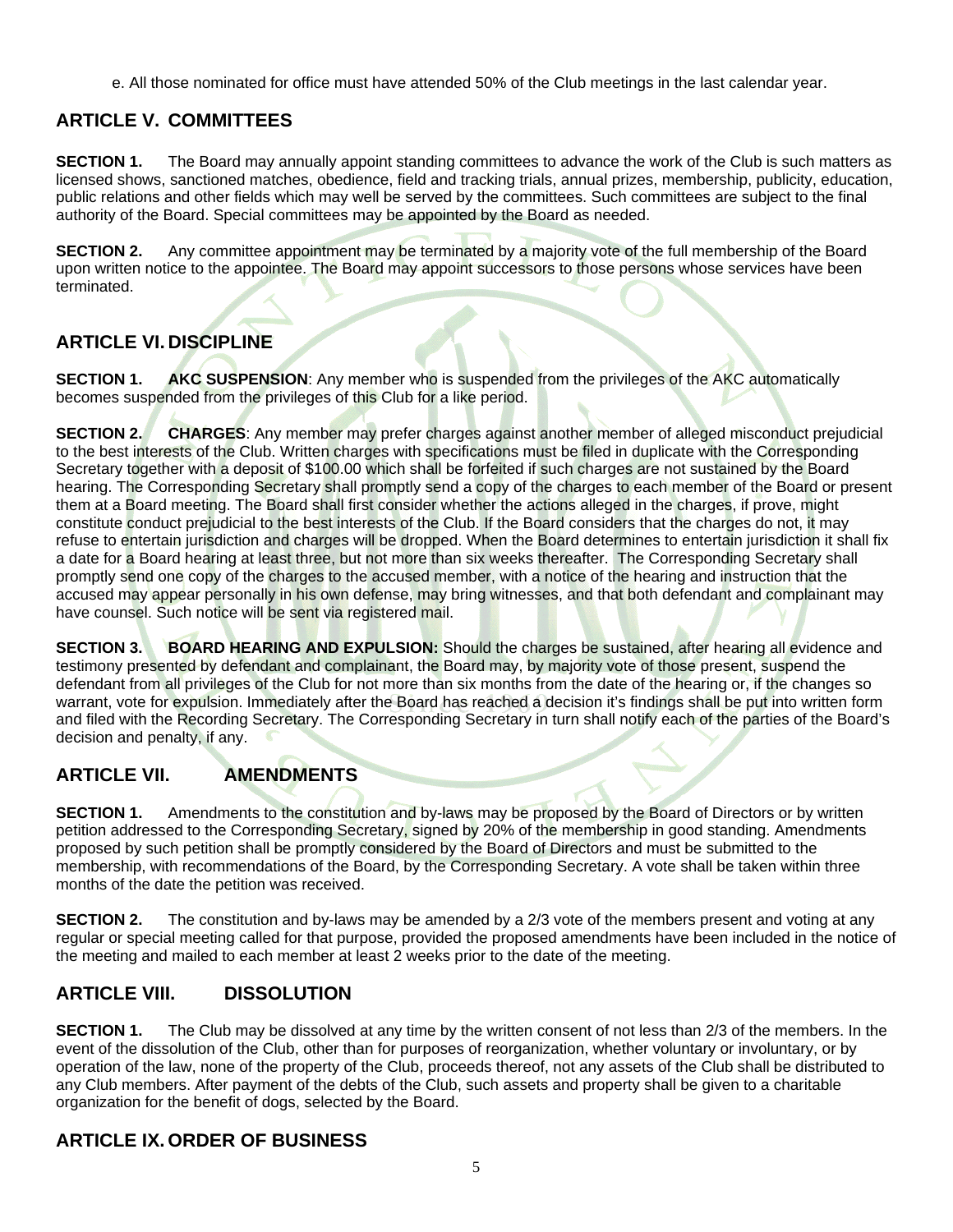e. All those nominated for office must have attended 50% of the Club meetings in the last calendar year.

## ARTICLE V. COMMITTEES

**SECTION 1.** The Board may annually appoint standing committees to advance the work of the Club is such matters as licensed shows, sanctioned matches, obedience, field and tracking trials, annual prizes, membership, publicity, education, public relations and other fields which may well be served by the committees. Such committees are subject to the final authority of the Board. Special committees may be appointed by the Board as needed.

**SECTION 2.** Any committee appointment may be terminated by a majority vote of the full membership of the Board upon written notice to the appointee. The Board may appoint successors to those persons whose services have been terminated.

## ARTICLE VI. DISCIPLINE

**SECTION 1. AKC SUSPENSION**: Any member who is suspended from the privileges of the AKC automatically becomes suspended from the privileges of this Club for a like period.

**SECTION 2. CHARGES**: Any member may prefer charges against another member of alleged misconduct prejudicial to the best interests of the Club. Written charges with specifications must be filed in duplicate with the Corresponding Secretary together with a deposit of $100.00 which shall be forfeited if such charges are not sustained by the Board hearing. The Corresponding Secretary shall promptly send a copy of the charges to each member of the Board or present them at a Board meeting. The Board shall first consider whether the actions alleged in the charges, if prove, might constitute conduct prejudicial to the best interests of the Club. If the Board considers that the charges do not, it may refuse to entertain jurisdiction and charges will be dropped. When the Board determines to entertain jurisdiction it shall fix a date for a Board hearing at least three, but not more than six weeks thereafter. The Corresponding Secretary shall promptly send one copy of the charges to the accused member, with a notice of the hearing and instruction that the accused may appear personally in his own defense, may bring witnesses, and that both defendant and complainant may have counsel. Such notice will be sent via registered mail.

**SECTION 3. BOARD HEARING AND EXPULSION:** Should the charges be sustained, after hearing all evidence and testimony presented by defendant and complainant, the Board may, by majority vote of those present, suspend the defendant from all privileges of the Club for not more than six months from the date of the hearing or, if the changes so warrant, vote for expulsion. Immediately after the Board has reached a decision it's findings shall be put into written form and filed with the Recording Secretary. The Corresponding Secretary in turn shall notify each of the parties of the Board's decision and penalty, if any.

## ARTICLE VII. AMENDMENTS

**SECTION 1.** Amendments to the constitution and by-laws may be proposed by the Board of Directors or by written petition addressed to the Corresponding Secretary, signed by 20% of the membership in good standing. Amendments proposed by such petition shall be promptly considered by the Board of Directors and must be submitted to the membership, with recommendations of the Board, by the Corresponding Secretary. A vote shall be taken within three months of the date the petition was received.

**SECTION 2.** The constitution and by-laws may be amended by a 2/3 vote of the members present and voting at any regular or special meeting called for that purpose, provided the proposed amendments have been included in the notice of the meeting and mailed to each member at least 2 weeks prior to the date of the meeting.

## ARTICLE VIII. DISSOLUTION

**SECTION 1.** The Club may be dissolved at any time by the written consent of not less than 2/3 of the members. In the event of the dissolution of the Club, other than for purposes of reorganization, whether voluntary or involuntary, or by operation of the law, none of the property of the Club, proceeds thereof, not any assets of the Club shall be distributed to any Club members. After payment of the debts of the Club, such assets and property shall be given to a charitable organization for the benefit of dogs, selected by the Board.

## ARTICLE IX. ORDER OF BUSINESS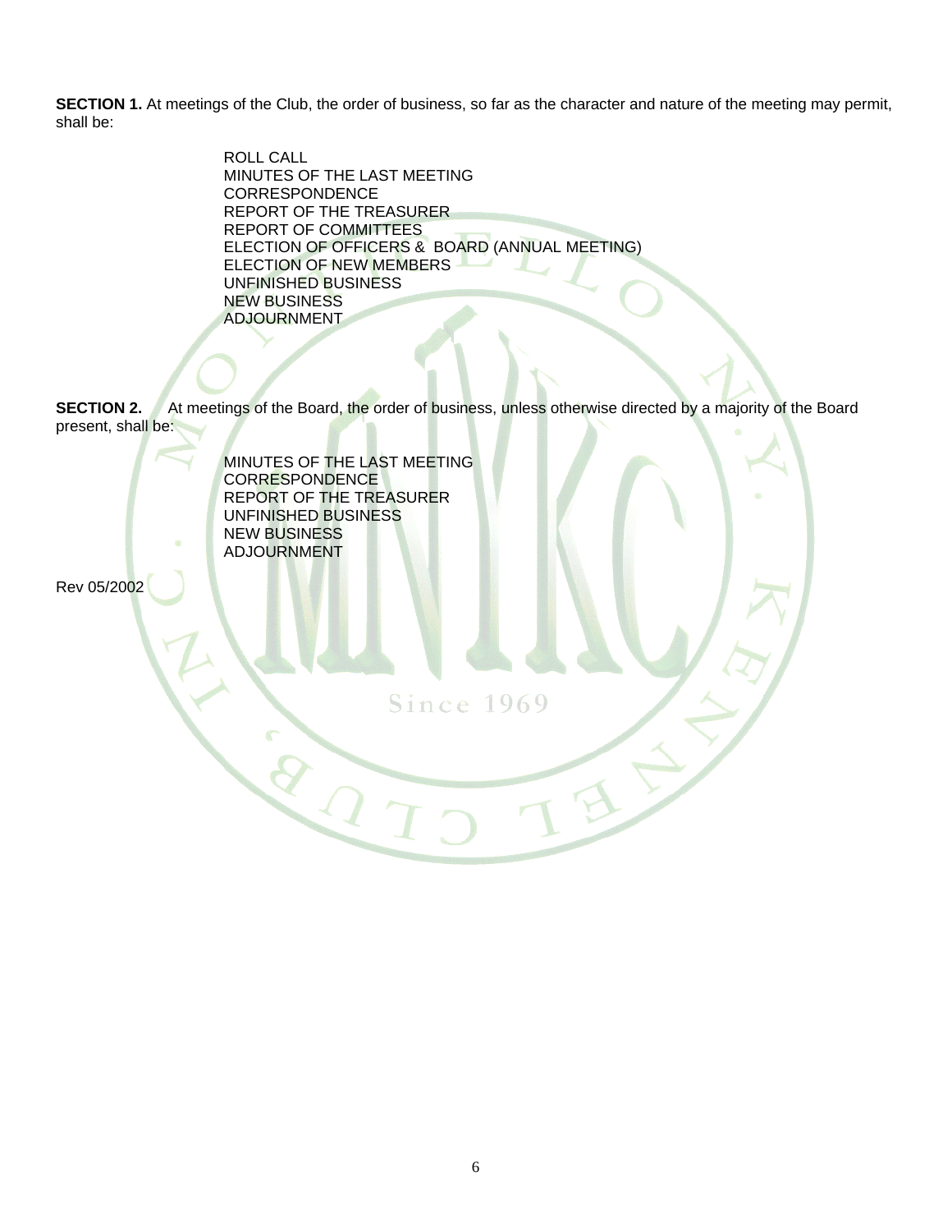**SECTION 1.** At meetings of the Club, the order of business, so far as the character and nature of the meeting may permit, shall be:

ROLL CALL
MINUTES OF THE LAST MEETING
CORRESPONDENCE
REPORT OF THE TREASURER
REPORT OF COMMITTEES
ELECTION OF OFFICERS & BOARD (ANNUAL MEETING)
ELECTION OF NEW MEMBERS
UNFINISHED BUSINESS
NEW BUSINESS
ADJOURNMENT

**SECTION 2.** At meetings of the Board, the order of business, unless otherwise directed by a majority of the Board present, shall be:

MINUTES OF THE LAST MEETING
CORRESPONDENCE
REPORT OF THE TREASURER
UNFINISHED BUSINESS
NEW BUSINESS
ADJOURNMENT

Rev 05/2002